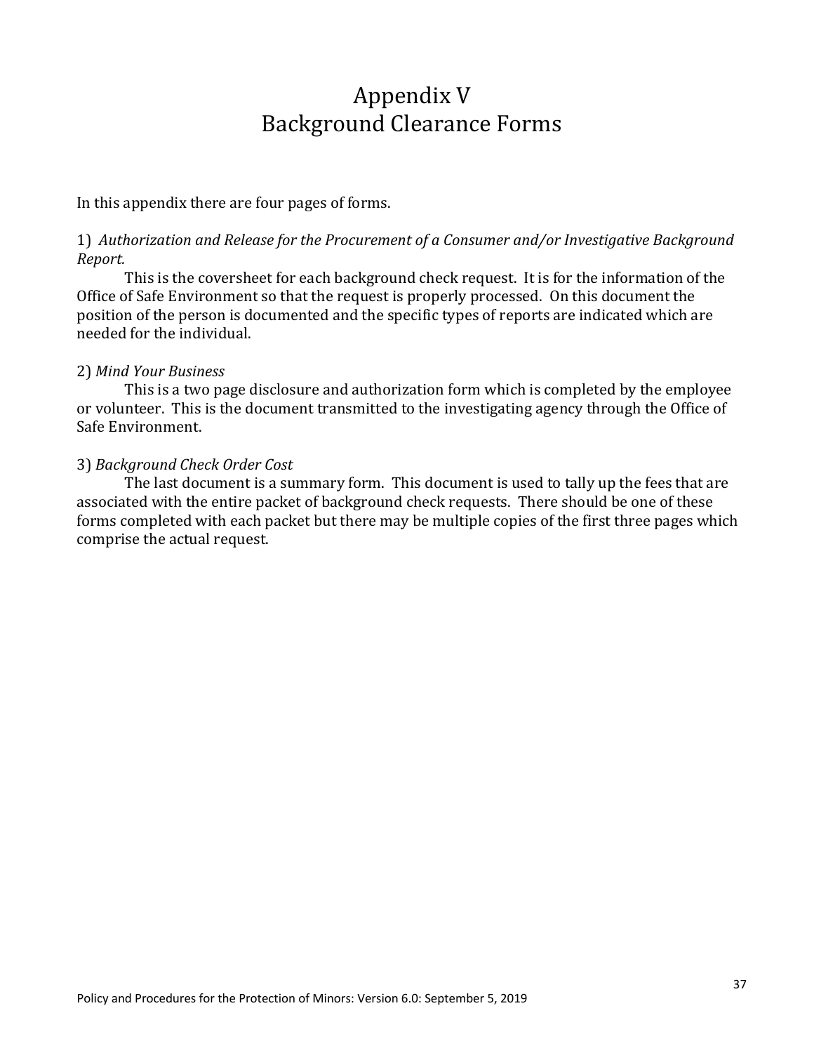# Appendix V
# Background Clearance Forms

In this appendix there are four pages of forms.

1) *Authorization and Release for the Procurement of a Consumer and/or Investigative Background Report.*

This is the coversheet for each background check request. It is for the information of the Office of Safe Environment so that the request is properly processed. On this document the position of the person is documented and the specific types of reports are indicated which are needed for the individual.

2) *Mind Your Business*

This is a two page disclosure and authorization form which is completed by the employee or volunteer. This is the document transmitted to the investigating agency through the Office of Safe Environment.

3) *Background Check Order Cost*

The last document is a summary form. This document is used to tally up the fees that are associated with the entire packet of background check requests. There should be one of these forms completed with each packet but there may be multiple copies of the first three pages which comprise the actual request.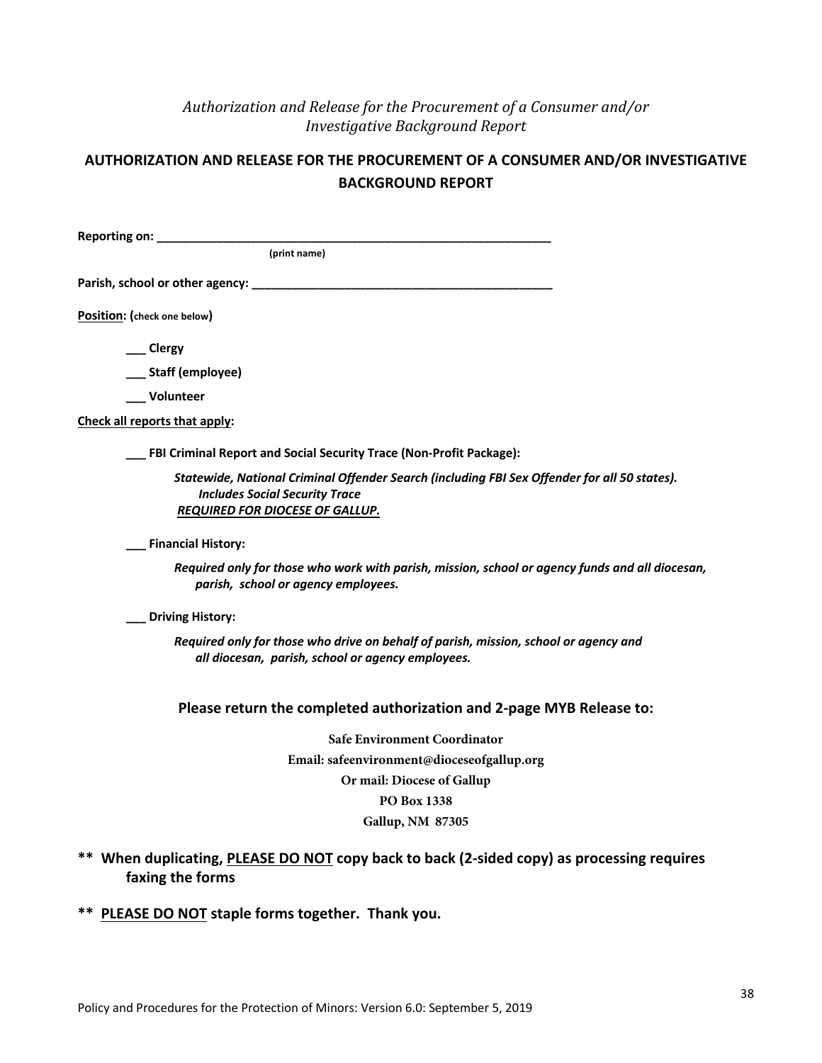*Authorization and Release for the Procurement of a Consumer and/or Investigative Background Report*

## AUTHORIZATION AND RELEASE FOR THE PROCUREMENT OF A CONSUMER AND/OR INVESTIGATIVE BACKGROUND REPORT

**Reporting on: ____________________________________________________________**
**(print name)**

**Parish, school or other agency: ______________________________________________**

**<u>Position</u>: (check one below)**

**___ Clergy**

**___ Staff (employee)**

**___ Volunteer**

**<u>Check all reports that apply</u>:**

**___ FBI Criminal Report and Social Security Trace (Non-Profit Package):**

***Statewide, National Criminal Offender Search (including FBI Sex Offender for all 50 states). Includes Social Security Trace***
***<u>REQUIRED FOR DIOCESE OF GALLUP.</u>***

**___ Financial History:**

***Required only for those who work with parish, mission, school or agency funds and all diocesan, parish, school or agency employees.***

**___ Driving History:**

***Required only for those who drive on behalf of parish, mission, school or agency and all diocesan, parish, school or agency employees.***

**Please return the completed authorization and 2-page MYB Release to:**

**Safe Environment Coordinator**
**Email: safeenvironment@dioceseofgallup.org**
**Or mail: Diocese of Gallup**
**PO Box 1338**
**Gallup, NM 87305**

**\*\* When duplicating, <u>PLEASE DO NOT</u> copy back to back (2-sided copy) as processing requires faxing the forms**

**\*\* <u>PLEASE DO NOT</u> staple forms together. Thank you.**

Policy and Procedures for the Protection of Minors: Version 6.0: September 5, 2019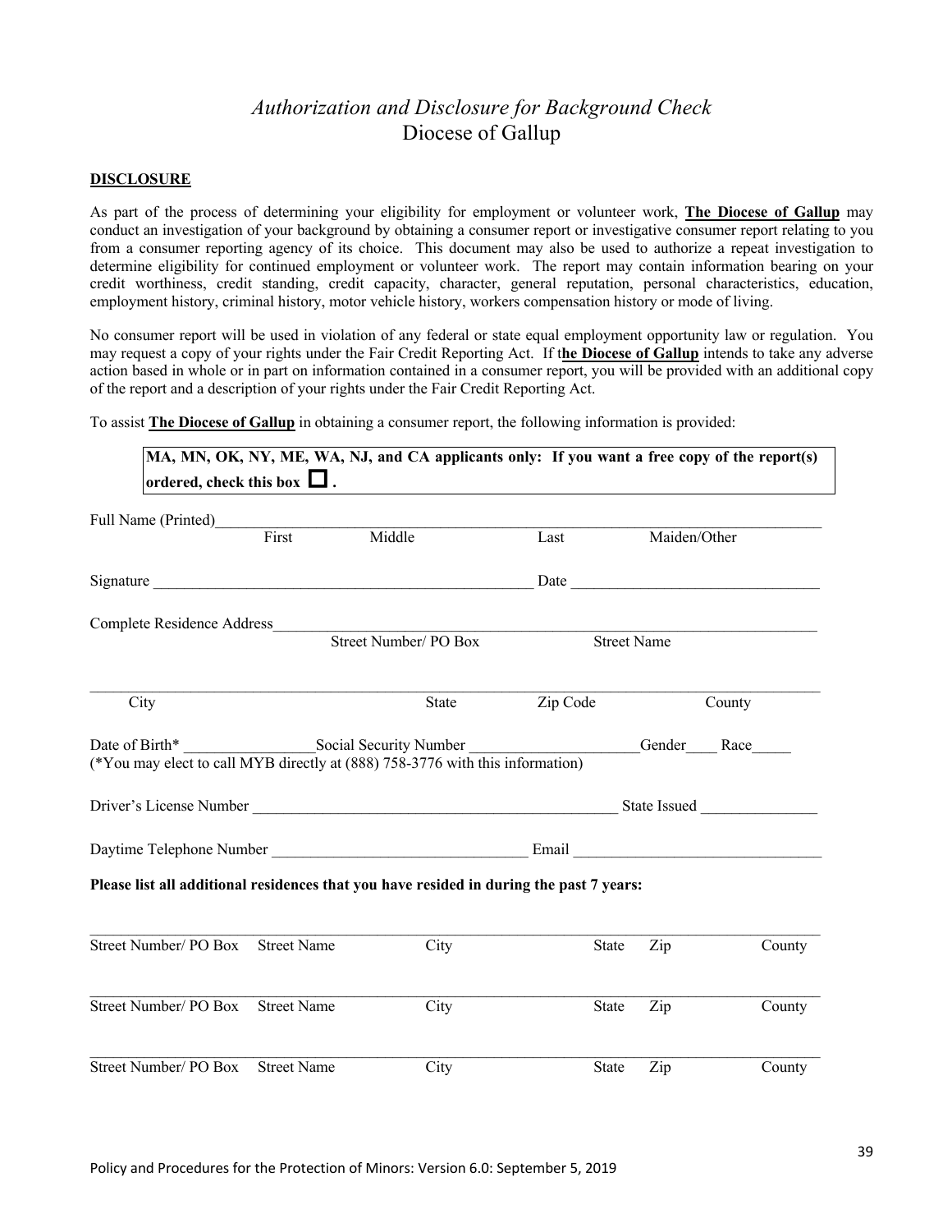# *Authorization and Disclosure for Background Check*

## Diocese of Gallup

**DISCLOSURE**

As part of the process of determining your eligibility for employment or volunteer work, **The Diocese of Gallup** may conduct an investigation of your background by obtaining a consumer report or investigative consumer report relating to you from a consumer reporting agency of its choice. This document may also be used to authorize a repeat investigation to determine eligibility for continued employment or volunteer work. The report may contain information bearing on your credit worthiness, credit standing, credit capacity, character, general reputation, personal characteristics, education, employment history, criminal history, motor vehicle history, workers compensation history or mode of living.

No consumer report will be used in violation of any federal or state equal employment opportunity law or regulation. You may request a copy of your rights under the Fair Credit Reporting Act. If t**he Diocese of Gallup** intends to take any adverse action based in whole or in part on information contained in a consumer report, you will be provided with an additional copy of the report and a description of your rights under the Fair Credit Reporting Act.

To assist **The Diocese of Gallup** in obtaining a consumer report, the following information is provided:

**MA, MN, OK, NY, ME, WA, NJ, and CA applicants only: If you want a free copy of the report(s) ordered, check this box ☐ .**

Full Name (Printed)________________________________________________________________
First Middle Last Maiden/Other

Signature __________________________________________ Date ____________________________

Complete Residence Address____________________________________________________________
Street Number/ PO Box Street Name

_________________________________________________________________________________
City State Zip Code County

Date of Birth* ________________Social Security Number _____________________Gender____ Race_____
(*You may elect to call MYB directly at (888) 758-3776 with this information)

Driver's License Number ____________________________________________ State Issued ______________

Daytime Telephone Number _______________________________ Email ______________________________

**Please list all additional residences that you have resided in during the past 7 years:**

_________________________________________________________________________________
Street Number/ PO Box Street Name City State Zip County

_________________________________________________________________________________
Street Number/ PO Box Street Name City State Zip County

_________________________________________________________________________________
Street Number/ PO Box Street Name City State Zip County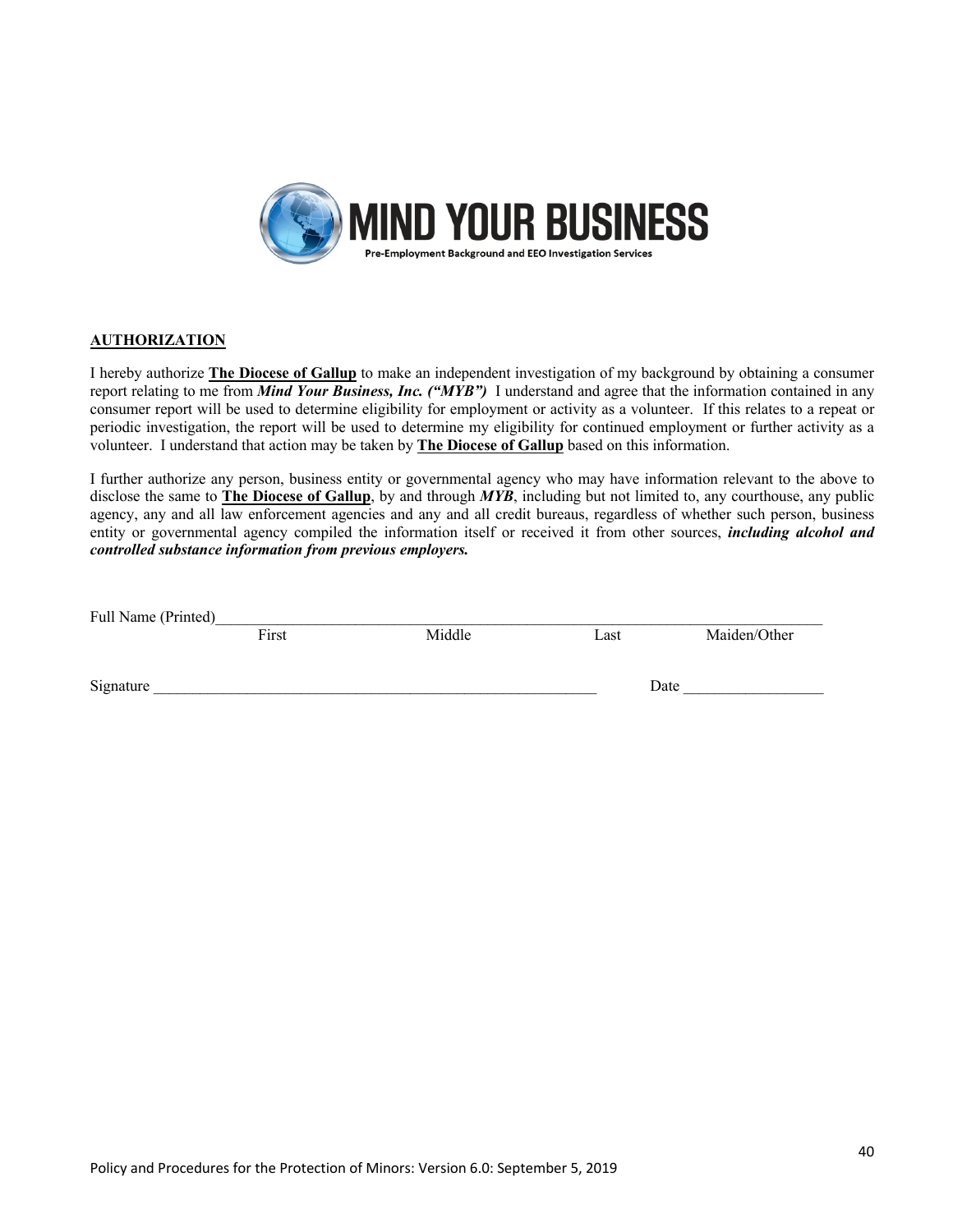MIND YOUR BUSINESS

Pre-Employment Background and EEO Investigation Services

**AUTHORIZATION**

I hereby authorize **The Diocese of Gallup** to make an independent investigation of my background by obtaining a consumer report relating to me from ***Mind Your Business, Inc. ("MYB")*** I understand and agree that the information contained in any consumer report will be used to determine eligibility for employment or activity as a volunteer. If this relates to a repeat or periodic investigation, the report will be used to determine my eligibility for continued employment or further activity as a volunteer. I understand that action may be taken by **The Diocese of Gallup** based on this information.

I further authorize any person, business entity or governmental agency who may have information relevant to the above to disclose the same to **The Diocese of Gallup**, by and through ***MYB***, including but not limited to, any courthouse, any public agency, any and all law enforcement agencies and any and all credit bureaus, regardless of whether such person, business entity or governmental agency compiled the information itself or received it from other sources, ***including alcohol and controlled substance information from previous employers.***

Full Name (Printed)\_\_\_\_\_\_\_\_\_\_\_\_\_\_\_\_\_\_\_\_\_\_\_\_\_\_\_\_\_\_\_\_\_\_\_\_\_\_\_\_\_\_\_\_\_\_\_\_\_\_\_\_\_\_\_\_\_\_\_\_\_\_\_\_\_\_\_\_\_\_\_\_\_\_\_\_

First Middle Last Maiden/Other

Signature \_\_\_\_\_\_\_\_\_\_\_\_\_\_\_\_\_\_\_\_\_\_\_\_\_\_\_\_\_\_\_\_\_\_\_\_\_\_\_\_\_\_\_\_\_\_\_\_\_\_\_\_\_\_\_\_\_\_ Date \_\_\_\_\_\_\_\_\_\_\_\_\_\_\_\_\_\_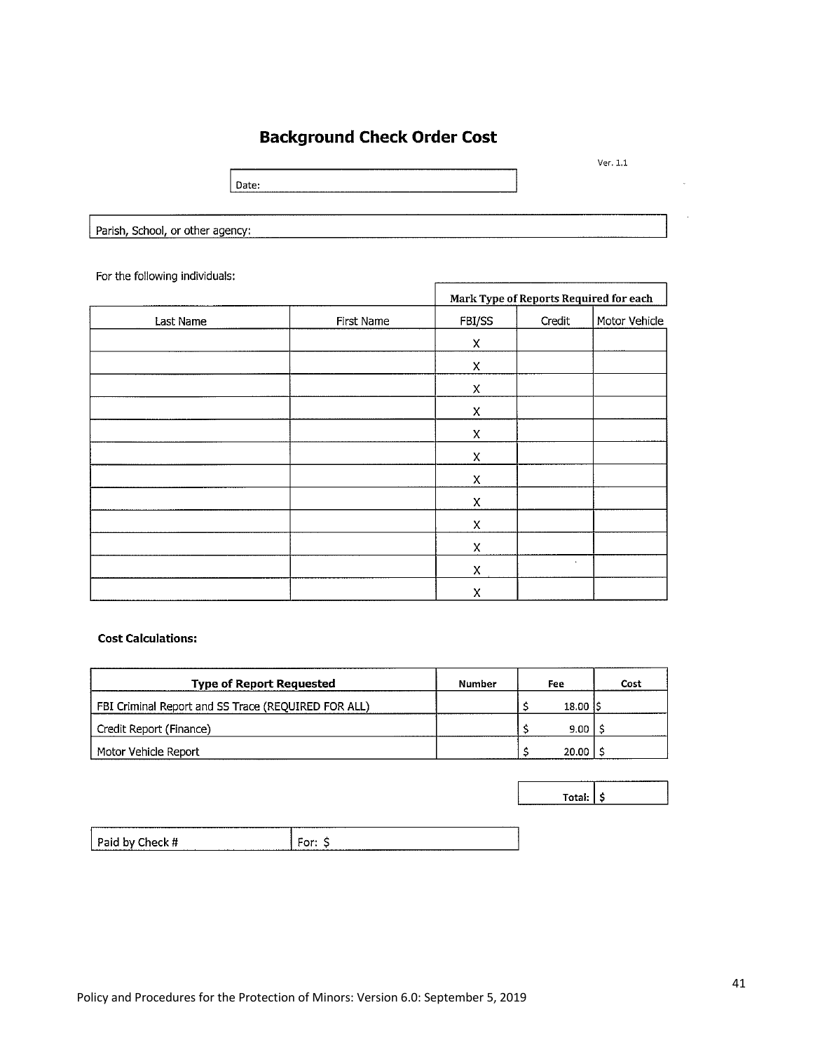# Background Check Order Cost

Ver. 1.1

Date:

Parish, School, or other agency:

For the following individuals:

| Last Name | First Name | FBI/SS | Credit | Motor Vehicle |
|---|---|---|---|---|
| | | Mark Type of Reports Required for each | | |
| | | X | | |
| | | X | | |
| | | X | | |
| | | X | | |
| | | X | | |
| | | X | | |
| | | X | | |
| | | X | | |
| | | X | | |
| | | X | | |
| | | X | | |
| | | X | | |

**Cost Calculations:**

| Type of Report Requested | Number | Fee | Cost |
|---|---|---|---|
| FBI Criminal Report and SS Trace (REQUIRED FOR ALL) | | $ 18.00 | $ |
| Credit Report (Finance) | | $ 9.00 | $ |
| Motor Vehicle Report | | $ 20.00 | $ |

| | |
|---|---|
| Total: | $ |

| | |
|---|---|
| Paid by Check # | For: $ |

Policy and Procedures for the Protection of Minors: Version 6.0: September 5, 2019